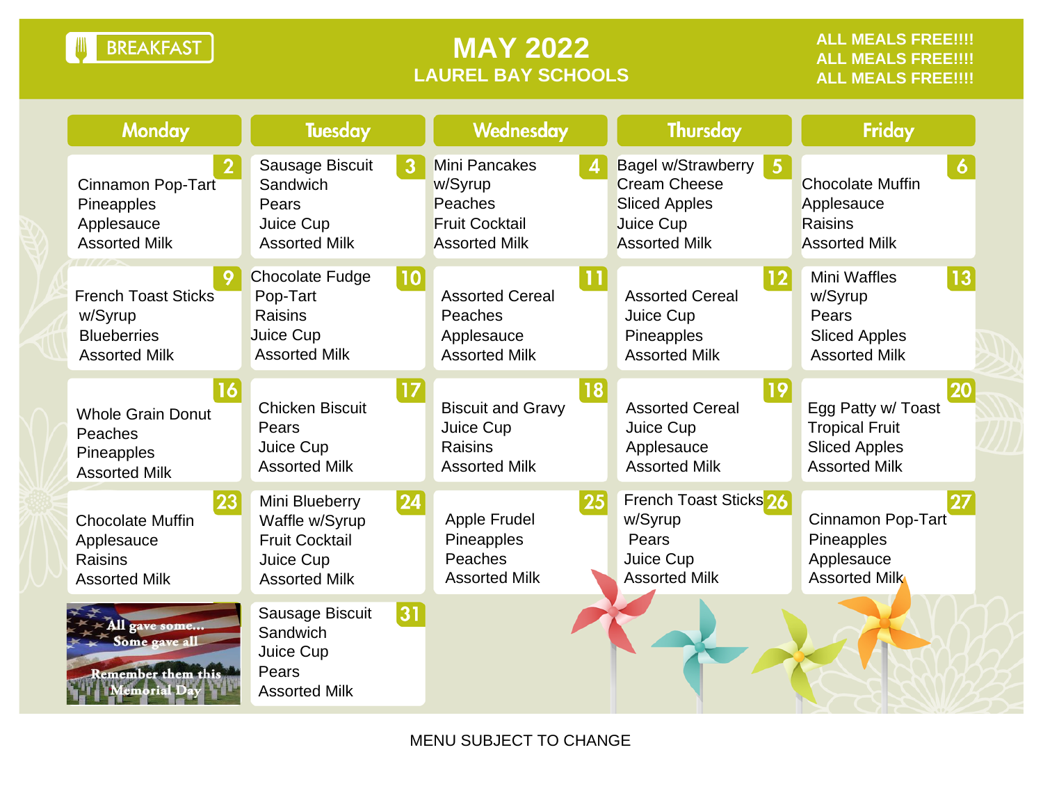# BREAKFAST

## MAY 2022
### LAUREL BAY SCHOOLS

**ALL MEALS FREE!!!!**
**ALL MEALS FREE!!!!**
**ALL MEALS FREE!!!!**

| Monday | Tuesday | Wednesday | Thursday | Friday |
|---|---|---|---|---|
| **2**<br>Cinnamon Pop-Tart<br>Pineapples<br>Applesauce<br>Assorted Milk | **3**<br>Sausage Biscuit Sandwich<br>Pears<br>Juice Cup<br>Assorted Milk | **4**<br>Mini Pancakes w/Syrup<br>Peaches<br>Fruit Cocktail<br>Assorted Milk | **5**<br>Bagel w/Strawberry Cream Cheese<br>Sliced Apples<br>Juice Cup<br>Assorted Milk | **6**<br>Chocolate Muffin<br>Applesauce<br>Raisins<br>Assorted Milk |
| **9**<br>French Toast Sticks w/Syrup<br>Blueberries<br>Assorted Milk | **10**<br>Chocolate Fudge Pop-Tart<br>Raisins<br>Juice Cup<br>Assorted Milk | **11**<br>Assorted Cereal<br>Peaches<br>Applesauce<br>Assorted Milk | **12**<br>Assorted Cereal<br>Juice Cup<br>Pineapples<br>Assorted Milk | **13**<br>Mini Waffles w/Syrup<br>Pears<br>Sliced Apples<br>Assorted Milk |
| **16**<br>Whole Grain Donut<br>Peaches<br>Pineapples<br>Assorted Milk | **17**<br>Chicken Biscuit<br>Pears<br>Juice Cup<br>Assorted Milk | **18**<br>Biscuit and Gravy<br>Juice Cup<br>Raisins<br>Assorted Milk | **19**<br>Assorted Cereal<br>Juice Cup<br>Applesauce<br>Assorted Milk | **20**<br>Egg Patty w/ Toast<br>Tropical Fruit<br>Sliced Apples<br>Assorted Milk |
| **23**<br>Chocolate Muffin<br>Applesauce<br>Raisins<br>Assorted Milk | **24**<br>Mini Blueberry Waffle w/Syrup<br>Fruit Cocktail<br>Juice Cup<br>Assorted Milk | **25**<br>Apple Frudel<br>Pineapples<br>Peaches<br>Assorted Milk | **26**<br>French Toast Sticks w/Syrup<br>Pears<br>Juice Cup<br>Assorted Milk | **27**<br>Cinnamon Pop-Tart<br>Pineapples<br>Applesauce<br>Assorted Milk |
| All gave some... Some gave all<br>Remember them this Memorial Day | **31**<br>Sausage Biscuit Sandwich<br>Juice Cup<br>Pears<br>Assorted Milk | | | |

MENU SUBJECT TO CHANGE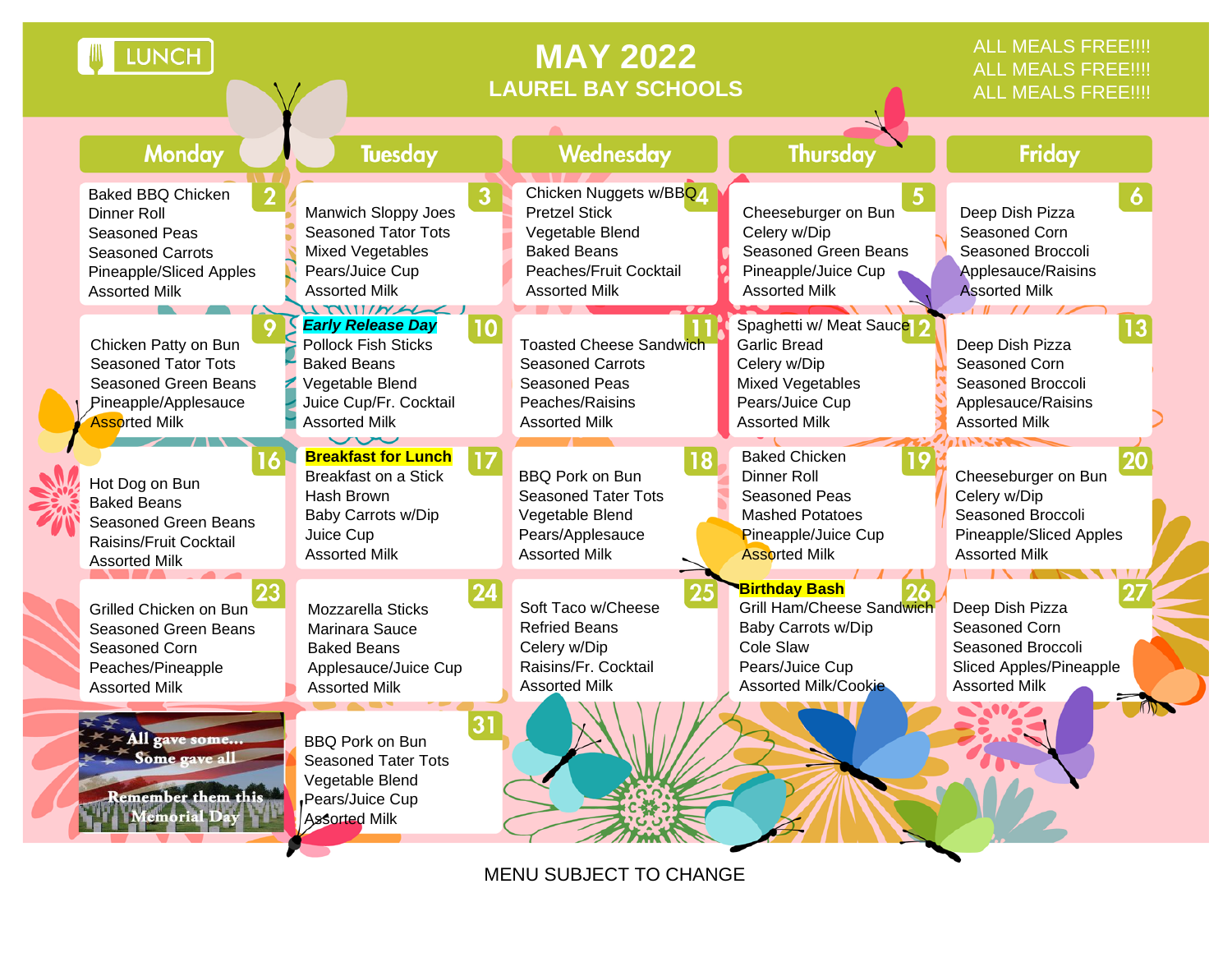# LUNCH

## MAY 2022
### LAUREL BAY SCHOOLS

ALL MEALS FREE!!!!
ALL MEALS FREE!!!!
ALL MEALS FREE!!!!

| Monday | Tuesday | Wednesday | Thursday | Friday |
|---|---|---|---|---|
| **2** Baked BBQ Chicken, Dinner Roll, Seasoned Peas, Seasoned Carrots, Pineapple/Sliced Apples, Assorted Milk | **3** Manwich Sloppy Joes, Seasoned Tator Tots, Mixed Vegetables, Pears/Juice Cup, Assorted Milk | **4** Chicken Nuggets w/BBQ, Pretzel Stick, Vegetable Blend, Baked Beans, Peaches/Fruit Cocktail, Assorted Milk | **5** Cheeseburger on Bun, Celery w/Dip, Seasoned Green Beans, Pineapple/Juice Cup, Assorted Milk | **6** Deep Dish Pizza, Seasoned Corn, Seasoned Broccoli, Applesauce/Raisins, Assorted Milk |
| **9** Chicken Patty on Bun, Seasoned Tator Tots, Seasoned Green Beans, Pineapple/Applesauce, Assorted Milk | **10** ***Early Release Day*** Pollock Fish Sticks, Baked Beans, Vegetable Blend, Juice Cup/Fr. Cocktail, Assorted Milk | **11** Toasted Cheese Sandwich, Seasoned Carrots, Seasoned Peas, Peaches/Raisins, Assorted Milk | **12** Spaghetti w/ Meat Sauce, Garlic Bread, Celery w/Dip, Mixed Vegetables, Pears/Juice Cup, Assorted Milk | **13** Deep Dish Pizza, Seasoned Corn, Seasoned Broccoli, Applesauce/Raisins, Assorted Milk |
| **16** Hot Dog on Bun, Baked Beans, Seasoned Green Beans, Raisins/Fruit Cocktail, Assorted Milk | **17** **Breakfast for Lunch** Breakfast on a Stick, Hash Brown, Baby Carrots w/Dip, Juice Cup, Assorted Milk | **18** BBQ Pork on Bun, Seasoned Tater Tots, Vegetable Blend, Pears/Applesauce, Assorted Milk | **19** Baked Chicken, Dinner Roll, Seasoned Peas, Mashed Potatoes, Pineapple/Juice Cup, Assorted Milk | **20** Cheeseburger on Bun, Celery w/Dip, Seasoned Broccoli, Pineapple/Sliced Apples, Assorted Milk |
| **23** Grilled Chicken on Bun, Seasoned Green Beans, Seasoned Corn, Peaches/Pineapple, Assorted Milk | **24** Mozzarella Sticks, Marinara Sauce, Baked Beans, Applesauce/Juice Cup, Assorted Milk | **25** Soft Taco w/Cheese, Refried Beans, Celery w/Dip, Raisins/Fr. Cocktail, Assorted Milk | **26** **Birthday Bash** Grill Ham/Cheese Sandwich, Baby Carrots w/Dip, Cole Slaw, Pears/Juice Cup, Assorted Milk/Cookie | **27** Deep Dish Pizza, Seasoned Corn, Seasoned Broccoli, Sliced Apples/Pineapple, Assorted Milk |
| All gave some... Some gave all. Remember them this Memorial Day | **31** BBQ Pork on Bun, Seasoned Tater Tots, Vegetable Blend, Pears/Juice Cup, Assorted Milk | | | |

MENU SUBJECT TO CHANGE